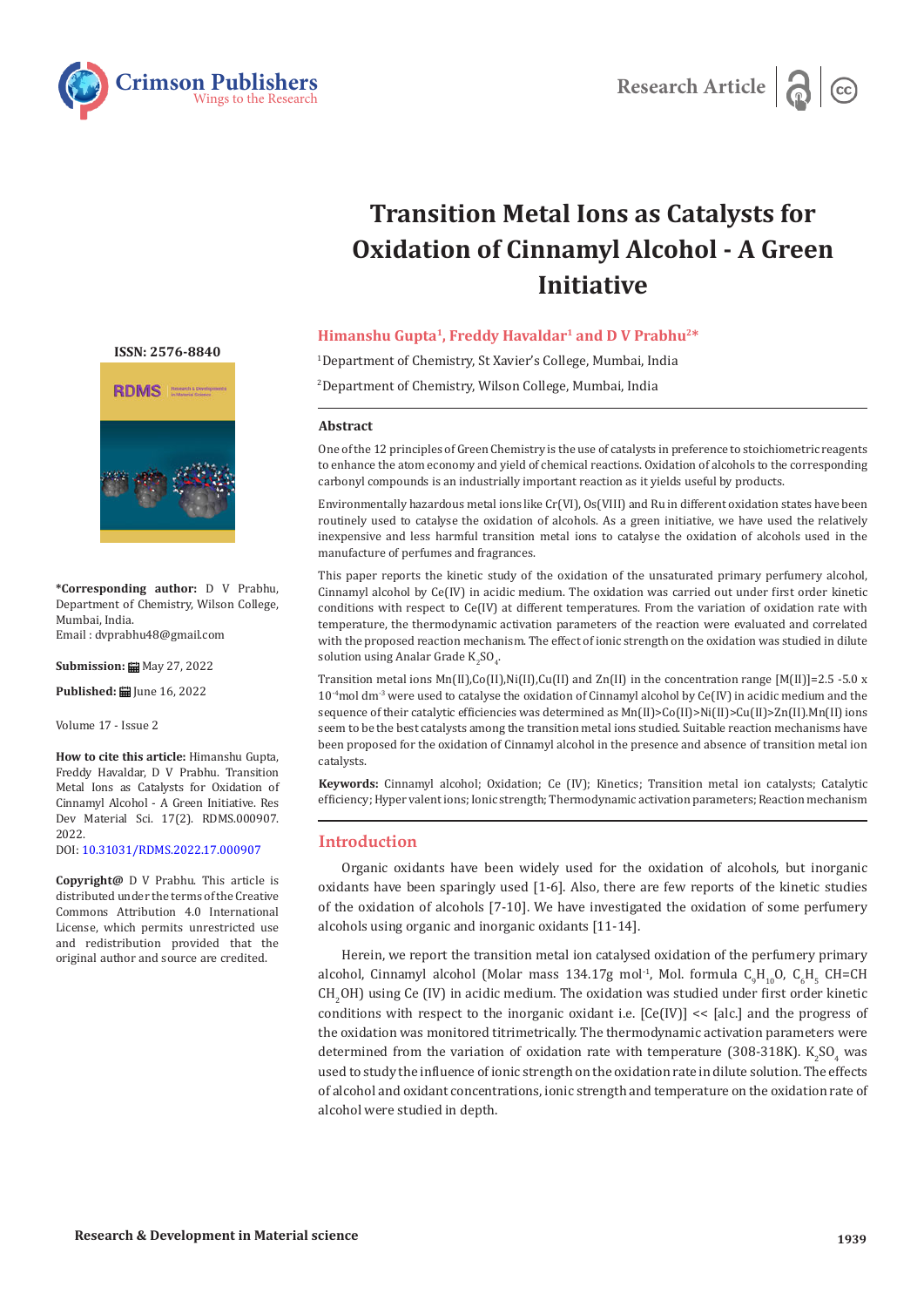Research Article

# Transition Metal Ions as Catalysts for Oxidation of Cinnamyl Alcohol - A Green Initiative

**Himanshu Gupta[1], Freddy Havaldar[1] and D V Prabhu[2]***

[1]Department of Chemistry, St Xavier's College, Mumbai, India

[2]Department of Chemistry, Wilson College, Mumbai, India

ISSN: 2576-8840

**\*Corresponding author:** D V Prabhu, Department of Chemistry, Wilson College, Mumbai, India.
Email : dvprabhu48@gmail.com

**Submission:** May 27, 2022

**Published:** June 16, 2022

Volume 17 - Issue 2

**How to cite this article:** Himanshu Gupta, Freddy Havaldar, D V Prabhu. Transition Metal Ions as Catalysts for Oxidation of Cinnamyl Alcohol - A Green Initiative. Res Dev Material Sci. 17(2). RDMS.000907. 2022.
DOI: 10.31031/RDMS.2022.17.000907

**Copyright@** D V Prabhu. This article is distributed under the terms of the Creative Commons Attribution 4.0 International License, which permits unrestricted use and redistribution provided that the original author and source are credited.

## Abstract

One of the 12 principles of Green Chemistry is the use of catalysts in preference to stoichiometric reagents to enhance the atom economy and yield of chemical reactions. Oxidation of alcohols to the corresponding carbonyl compounds is an industrially important reaction as it yields useful by products.

Environmentally hazardous metal ions like Cr(VI), Os(VIII) and Ru in different oxidation states have been routinely used to catalyse the oxidation of alcohols. As a green initiative, we have used the relatively inexpensive and less harmful transition metal ions to catalyse the oxidation of alcohols used in the manufacture of perfumes and fragrances.

This paper reports the kinetic study of the oxidation of the unsaturated primary perfumery alcohol, Cinnamyl alcohol by Ce(IV) in acidic medium. The oxidation was carried out under first order kinetic conditions with respect to Ce(IV) at different temperatures. From the variation of oxidation rate with temperature, the thermodynamic activation parameters of the reaction were evaluated and correlated with the proposed reaction mechanism. The effect of ionic strength on the oxidation was studied in dilute solution using Analar Grade $K_2SO_4$.

Transition metal ions Mn(II),Co(II),Ni(II),Cu(II) and Zn(II) in the concentration range [M(II)]=2.5 -5.0 x $10^{-4}$mol $dm^{-3}$ were used to catalyse the oxidation of Cinnamyl alcohol by Ce(IV) in acidic medium and the sequence of their catalytic efficiencies was determined as Mn(II)>Co(II)>Ni(II)>Cu(II)>Zn(II).Mn(II) ions seem to be the best catalysts among the transition metal ions studied. Suitable reaction mechanisms have been proposed for the oxidation of Cinnamyl alcohol in the presence and absence of transition metal ion catalysts.

**Keywords:** Cinnamyl alcohol; Oxidation; Ce (IV); Kinetics; Transition metal ion catalysts; Catalytic efficiency; Hyper valent ions; Ionic strength; Thermodynamic activation parameters; Reaction mechanism

## Introduction

Organic oxidants have been widely used for the oxidation of alcohols, but inorganic oxidants have been sparingly used [1-6]. Also, there are few reports of the kinetic studies of the oxidation of alcohols [7-10]. We have investigated the oxidation of some perfumery alcohols using organic and inorganic oxidants [11-14].

Herein, we report the transition metal ion catalysed oxidation of the perfumery primary alcohol, Cinnamyl alcohol (Molar mass 134.17g $mol^{-1}$, Mol. formula $C_9H_{10}O$, $C_6H_5$ CH=CH $CH_2OH$) using Ce (IV) in acidic medium. The oxidation was studied under first order kinetic conditions with respect to the inorganic oxidant i.e. [Ce(IV)] << [alc.] and the progress of the oxidation was monitored titrimetrically. The thermodynamic activation parameters were determined from the variation of oxidation rate with temperature (308-318K). $K_2SO_4$ was used to study the influence of ionic strength on the oxidation rate in dilute solution. The effects of alcohol and oxidant concentrations, ionic strength and temperature on the oxidation rate of alcohol were studied in depth.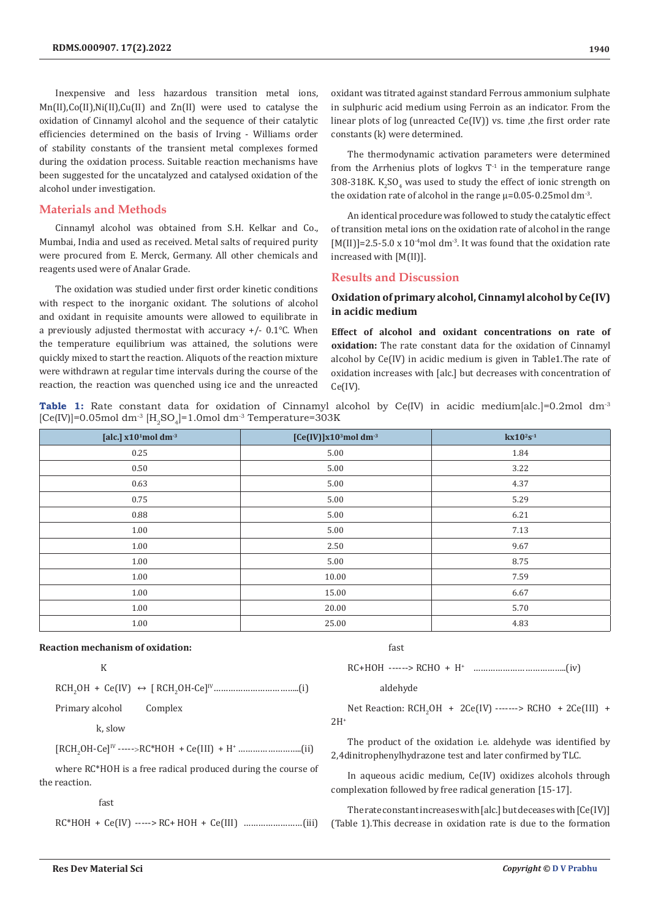Inexpensive and less hazardous transition metal ions, Mn(II),Co(II),Ni(II),Cu(II) and Zn(II) were used to catalyse the oxidation of Cinnamyl alcohol and the sequence of their catalytic efficiencies determined on the basis of Irving - Williams order of stability constants of the transient metal complexes formed during the oxidation process. Suitable reaction mechanisms have been suggested for the uncatalyzed and catalysed oxidation of the alcohol under investigation.

## Materials and Methods

Cinnamyl alcohol was obtained from S.H. Kelkar and Co., Mumbai, India and used as received. Metal salts of required purity were procured from E. Merck, Germany. All other chemicals and reagents used were of Analar Grade.

The oxidation was studied under first order kinetic conditions with respect to the inorganic oxidant. The solutions of alcohol and oxidant in requisite amounts were allowed to equilibrate in a previously adjusted thermostat with accuracy +/- 0.1°C. When the temperature equilibrium was attained, the solutions were quickly mixed to start the reaction. Aliquots of the reaction mixture were withdrawn at regular time intervals during the course of the reaction, the reaction was quenched using ice and the unreacted oxidant was titrated against standard Ferrous ammonium sulphate in sulphuric acid medium using Ferroin as an indicator. From the linear plots of log (unreacted Ce(IV)) vs. time ,the first order rate constants (k) were determined.

The thermodynamic activation parameters were determined from the Arrhenius plots of logkvs $T^{-1}$ in the temperature range 308-318K. $K_2SO_4$ was used to study the effect of ionic strength on the oxidation rate of alcohol in the range $\mu$=0.05-0.25mol $dm^{-3}$.

An identical procedure was followed to study the catalytic effect of transition metal ions on the oxidation rate of alcohol in the range [M(II)]=2.5-5.0 x $10^{-4}$mol $dm^{-3}$. It was found that the oxidation rate increased with [M(II)].

## Results and Discussion

### Oxidation of primary alcohol, Cinnamyl alcohol by Ce(IV) in acidic medium

**Effect of alcohol and oxidant concentrations on rate of oxidation:** The rate constant data for the oxidation of Cinnamyl alcohol by Ce(IV) in acidic medium is given in Table1.The rate of oxidation increases with [alc.] but decreases with concentration of Ce(IV).

**Table 1:** Rate constant data for oxidation of Cinnamyl alcohol by Ce(IV) in acidic medium[alc.]=0.2mol $dm^{-3}$ [Ce(IV)]=0.05mol $dm^{-3}$ [$H_2SO_4$]=1.0mol $dm^{-3}$ Temperature=303K

| [alc.] x$10^1$mol $dm^{-3}$ | [Ce(IV)]x$10^3$mol $dm^{-3}$ | kx$10^2$$s^{-1}$ |
|---|---|---|
| 0.25 | 5.00 | 1.84 |
| 0.50 | 5.00 | 3.22 |
| 0.63 | 5.00 | 4.37 |
| 0.75 | 5.00 | 5.29 |
| 0.88 | 5.00 | 6.21 |
| 1.00 | 5.00 | 7.13 |
| 1.00 | 2.50 | 9.67 |
| 1.00 | 5.00 | 8.75 |
| 1.00 | 10.00 | 7.59 |
| 1.00 | 15.00 | 6.67 |
| 1.00 | 20.00 | 5.70 |
| 1.00 | 25.00 | 4.83 |

**Reaction mechanism of oxidation:**

$$RCH_2OH + Ce(IV) \overset{K}{\leftrightarrow} [RCH_2OH\text{-}Ce]^{IV} \quad \text{...(i)}$$

Primary alcohol Complex

$$[RCH_2OH\text{-}Ce]^{IV} \xrightarrow{k,\ slow} RC^*HOH + Ce(III) + H^+ \quad \text{...(ii)}$$

where RC*HOH is a free radical produced during the course of the reaction.

$$RC^*HOH + Ce(IV) \xrightarrow{fast} RC + HOH + Ce(III) \quad \text{...(iii)}$$

$$RC + HOH \xrightarrow{fast} RCHO + H^+ \quad \text{...(iv)}$$

aldehyde

Net Reaction: $RCH_2OH + 2Ce(IV) \longrightarrow RCHO + 2Ce(III) + 2H^+$

The product of the oxidation i.e. aldehyde was identified by 2,4dinitrophenylhydrazone test and later confirmed by TLC.

In aqueous acidic medium, Ce(IV) oxidizes alcohols through complexation followed by free radical generation [15-17].

The rate constant increases with [alc.] but deceases with [Ce(IV)] (Table 1).This decrease in oxidation rate is due to the formation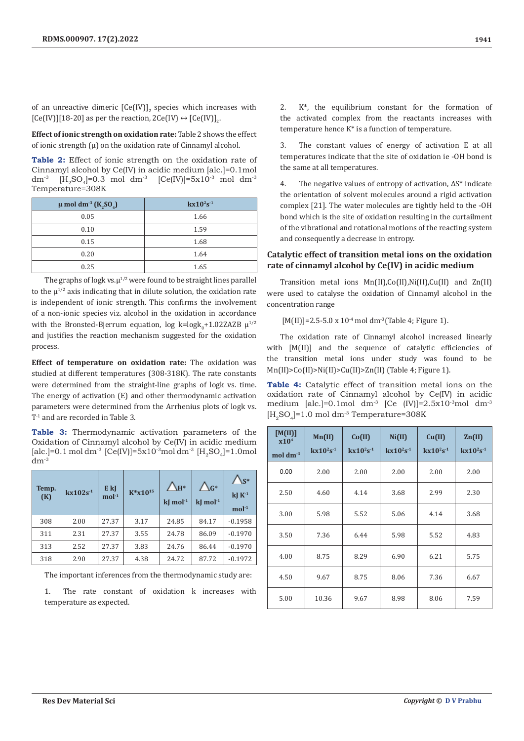of an unreactive dimeric $[Ce(IV)]_2$ species which increases with [Ce(IV)][18-20] as per the reaction, $2Ce(IV) \leftrightarrow [Ce(IV)]_2$.

**Effect of ionic strength on oxidation rate:** Table 2 shows the effect of ionic strength (μ) on the oxidation rate of Cinnamyl alcohol.

**Table 2:** Effect of ionic strength on the oxidation rate of Cinnamyl alcohol by Ce(IV) in acidic medium [alc.]=0.1mol $dm^{-3}$ $[H_2SO_4]$=0.3 mol $dm^{-3}$ [Ce(IV)]=5x$10^{-3}$ mol $dm^{-3}$ Temperature=308K

| μ mol $dm^{-3}$ ($K_2SO_4$) | kx$10^2s^{-1}$ |
|---|---|
| 0.05 | 1.66 |
| 0.10 | 1.59 |
| 0.15 | 1.68 |
| 0.20 | 1.64 |
| 0.25 | 1.65 |

The graphs of logk vs.$\mu^{1/2}$ were found to be straight lines parallel to the $\mu^{1/2}$ axis indicating that in dilute solution, the oxidation rate is independent of ionic strength. This confirms the involvement of a non-ionic species viz. alcohol in the oxidation in accordance with the Bronsted-Bjerrum equation, $\log k = \log k_0 + 1.02 Z_A Z_B \mu^{1/2}$ and justifies the reaction mechanism suggested for the oxidation process.

**Effect of temperature on oxidation rate:** The oxidation was studied at different temperatures (308-318K). The rate constants were determined from the straight-line graphs of logk vs. time. The energy of activation (E) and other thermodynamic activation parameters were determined from the Arrhenius plots of logk vs. $T^{-1}$ and are recorded in Table 3.

**Table 3:** Thermodynamic activation parameters of the Oxidation of Cinnamyl alcohol by Ce(IV) in acidic medium [alc.]=0.1 mol $dm^{-3}$ [Ce(IV)]=5x$10^{-3}$mol $dm^{-3}$ $[H_2SO_4]$=1.0mol $dm^{-3}$

| Temp. (K) | kx102$s^{-1}$ | E kJ $mol^{-1}$ | K*x$10^{15}$ | ΔH* kJ $mol^{-1}$ | ΔG* kJ $mol^{-1}$ | ΔS* kJ $K^{-1}$ $mol^{-1}$ |
|---|---|---|---|---|---|---|
| 308 | 2.00 | 27.37 | 3.17 | 24.85 | 84.17 | -0.1958 |
| 311 | 2.31 | 27.37 | 3.55 | 24.78 | 86.09 | -0.1970 |
| 313 | 2.52 | 27.37 | 3.83 | 24.76 | 86.44 | -0.1970 |
| 318 | 2.90 | 27.37 | 4.38 | 24.72 | 87.72 | -0.1972 |

The important inferences from the thermodynamic study are:

1. The rate constant of oxidation k increases with temperature as expected.

2. K*, the equilibrium constant for the formation of the activated complex from the reactants increases with temperature hence K* is a function of temperature.

3. The constant values of energy of activation E at all temperatures indicate that the site of oxidation ie -OH bond is the same at all temperatures.

4. The negative values of entropy of activation, ΔS* indicate the orientation of solvent molecules around a rigid activation complex [21]. The water molecules are tightly held to the -OH bond which is the site of oxidation resulting in the curtailment of the vibrational and rotational motions of the reacting system and consequently a decrease in entropy.

## Catalytic effect of transition metal ions on the oxidation rate of cinnamyl alcohol by Ce(IV) in acidic medium

Transition metal ions Mn(II),Co(II),Ni(II),Cu(II) and Zn(II) were used to catalyse the oxidation of Cinnamyl alcohol in the concentration range

[M(II)]=2.5-5.0 x $10^{-4}$ mol $dm^{-3}$(Table 4; Figure 1).

The oxidation rate of Cinnamyl alcohol increased linearly with [M(II)] and the sequence of catalytic efficiencies of the transition metal ions under study was found to be Mn(II)>Co(II)>Ni(II)>Cu(II)>Zn(II) (Table 4; Figure 1).

**Table 4:** Catalytic effect of transition metal ions on the oxidation rate of Cinnamyl alcohol by Ce(IV) in acidic medium [alc.]=0.1mol $dm^{-3}$ [Ce (IV)]=2.5x$10^{-3}$mol $dm^{-3}$ $[H_2SO_4]$=1.0 mol $dm^{-3}$ Temperature=308K

| [M(II)] x$10^4$ mol $dm^{-3}$ | Mn(II) kx$10^2s^{-1}$ | Co(II) kx$10^2s^{-1}$ | Ni(II) kx$10^2s^{-1}$ | Cu(II) kx$10^2s^{-1}$ | Zn(II) kx$10^2s^{-1}$ |
|---|---|---|---|---|---|
| 0.00 | 2.00 | 2.00 | 2.00 | 2.00 | 2.00 |
| 2.50 | 4.60 | 4.14 | 3.68 | 2.99 | 2.30 |
| 3.00 | 5.98 | 5.52 | 5.06 | 4.14 | 3.68 |
| 3.50 | 7.36 | 6.44 | 5.98 | 5.52 | 4.83 |
| 4.00 | 8.75 | 8.29 | 6.90 | 6.21 | 5.75 |
| 4.50 | 9.67 | 8.75 | 8.06 | 7.36 | 6.67 |
| 5.00 | 10.36 | 9.67 | 8.98 | 8.06 | 7.59 |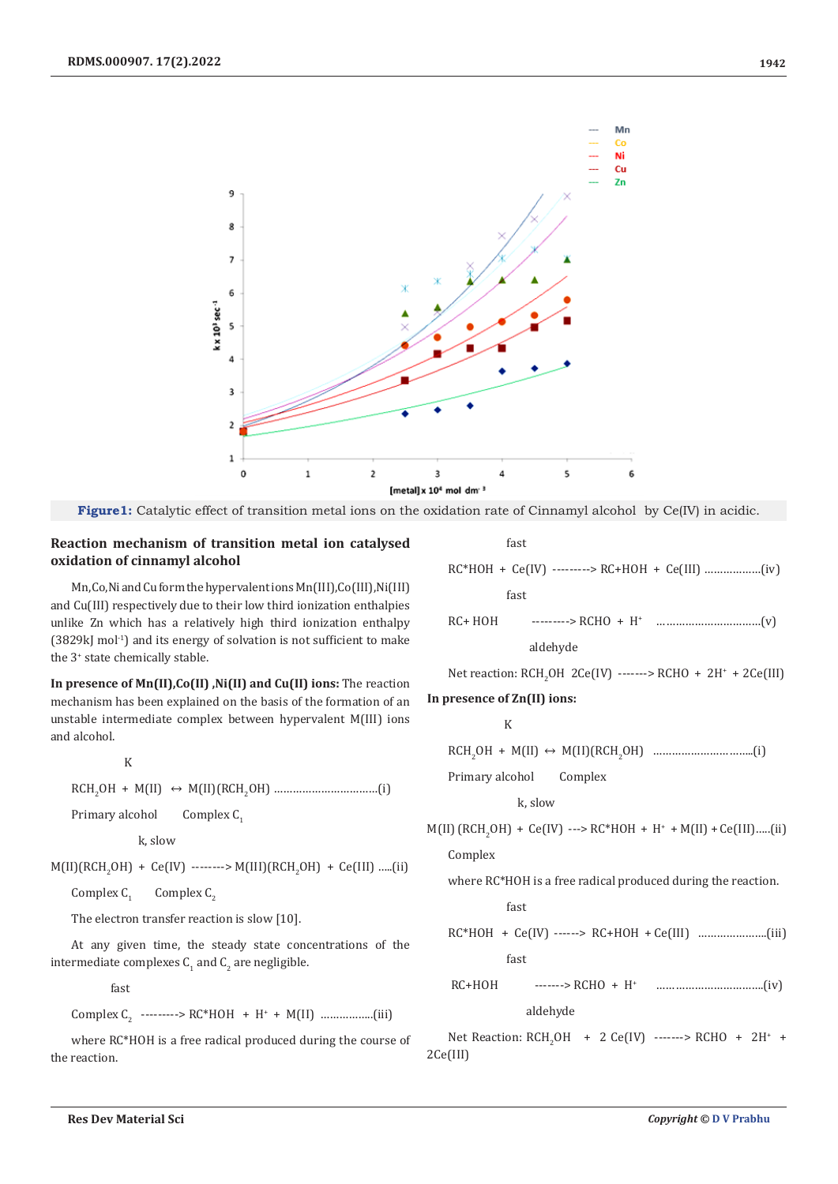Figure1: Catalytic effect of transition metal ions on the oxidation rate of Cinnamyl alcohol by Ce(IV) in acidic.

## Reaction mechanism of transition metal ion catalysed oxidation of cinnamyl alcohol

Mn,Co,Ni and Cu form the hypervalent ions Mn(III),Co(III),Ni(III) and Cu(III) respectively due to their low third ionization enthalpies unlike Zn which has a relatively high third ionization enthalpy (3829kJ $mol^{-1}$) and its energy of solvation is not sufficient to make the $3^{+}$ state chemically stable.

**In presence of Mn(II),Co(II) ,Ni(II) and Cu(II) ions:** The reaction mechanism has been explained on the basis of the formation of an unstable intermediate complex between hypervalent M(III) ions and alcohol.

K

$RCH_2OH$ + M(II) ↔ M(II)($RCH_2OH$) ..................................(i)

Primary alcohol     Complex $C_1$

k, slow

M(II)($RCH_2OH$) + Ce(IV) --------> M(III)($RCH_2OH$) + Ce(III) .....(ii)

Complex $C_1$     Complex $C_2$

The electron transfer reaction is slow [10].

At any given time, the steady state concentrations of the intermediate complexes $C_1$ and $C_2$ are negligible.

fast

Complex $C_2$ ---------> RC*HOH + $H^+$ + M(II) .................(iii)

where RC*HOH is a free radical produced during the course of the reaction.

fast

RC*HOH + Ce(IV) ---------> RC+HOH + Ce(III) ..................(iv)

fast

RC+ HOH ---------> RCHO + $H^+$ ..................................(v)

aldehyde

Net reaction: $RCH_2OH$ 2Ce(IV) -------> RCHO + $2H^+$ + 2Ce(III)

**In presence of Zn(II) ions:**

K

$RCH_2OH$ + M(II) ↔ M(II)($RCH_2OH$) ..............................(i)

Primary alcohol     Complex

k, slow

M(II) ($RCH_2OH$) + Ce(IV) ---> RC*HOH + $H^+$ + M(II) + Ce(III).....(ii)

Complex

where RC*HOH is a free radical produced during the reaction.

fast

RC*HOH + Ce(IV) ------> RC+HOH + Ce(III) ......................(iii)

fast

RC+HOH -------> RCHO + $H^+$ ..................................(iv)

aldehyde

Net Reaction: $RCH_2OH$ + 2 Ce(IV) -------> RCHO + $2H^+$ + 2Ce(III)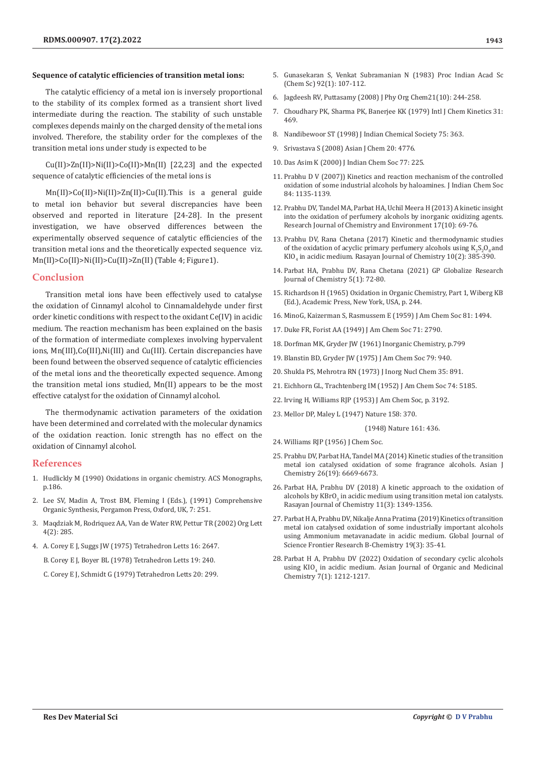**Sequence of catalytic efficiencies of transition metal ions:**

The catalytic efficiency of a metal ion is inversely proportional to the stability of its complex formed as a transient short lived intermediate during the reaction. The stability of such unstable complexes depends mainly on the charged density of the metal ions involved. Therefore, the stability order for the complexes of the transition metal ions under study is expected to be

Cu(II)>Zn(II)>Ni(II)>Co(II)>Mn(II) [22,23] and the expected sequence of catalytic efficiencies of the metal ions is

Mn(II)>Co(II)>Ni(II)>Zn(II)>Cu(II).This is a general guide to metal ion behavior but several discrepancies have been observed and reported in literature [24-28]. In the present investigation, we have observed differences between the experimentally observed sequence of catalytic efficiencies of the transition metal ions and the theoretically expected sequence viz. Mn(II)>Co(II)>Ni(II)>Cu(II)>Zn(II) (Table 4; Figure1).

## Conclusion

Transition metal ions have been effectively used to catalyse the oxidation of Cinnamyl alcohol to Cinnamaldehyde under first order kinetic conditions with respect to the oxidant Ce(IV) in acidic medium. The reaction mechanism has been explained on the basis of the formation of intermediate complexes involving hypervalent ions, Mn(III),Co(III),Ni(III) and Cu(III). Certain discrepancies have been found between the observed sequence of catalytic efficiencies of the metal ions and the theoretically expected sequence. Among the transition metal ions studied, Mn(II) appears to be the most effective catalyst for the oxidation of Cinnamyl alcohol.

The thermodynamic activation parameters of the oxidation have been determined and correlated with the molecular dynamics of the oxidation reaction. Ionic strength has no effect on the oxidation of Cinnamyl alcohol.

## References

1. Hudlickly M (1990) Oxidations in organic chemistry. ACS Monographs, p.186.
2. Lee SV, Madin A, Trost BM, Fleming I (Eds.), (1991) Comprehensive Organic Synthesis, Pergamon Press, Oxford, UK, 7: 251.
3. Maqdziak M, Rodriquez AA, Van de Water RW, Pettur TR (2002) Org Lett 4(2): 285.
4. A. Corey E J, Suggs JW (1975) Tetrahedron Letts 16: 2647.

   B. Corey E J, Boyer BL (1978) Tetrahedron Letts 19: 240.

   C. Corey E J, Schmidt G (1979) Tetrahedron Letts 20: 299.
5. Gunasekaran S, Venkat Subramanian N (1983) Proc Indian Acad Sc (Chem Sc) 92(1): 107-112.
6. Jagdeesh RV, Puttasamy (2008) J Phy Org Chem21(10): 244-258.
7. Choudhary PK, Sharma PK, Banerjee KK (1979) Intl J Chem Kinetics 31: 469.
8. Nandibewoor ST (1998) J Indian Chemical Society 75: 363.
9. Srivastava S (2008) Asian J Chem 20: 4776.
10. Das Asim K (2000) J Indian Chem Soc 77: 225.
11. Prabhu D V (2007)) Kinetics and reaction mechanism of the controlled oxidation of some industrial alcohols by haloamines. J Indian Chem Soc 84: 1135-1139.
12. Prabhu DV, Tandel MA, Parbat HA, Uchil Meera H (2013) A kinetic insight into the oxidation of perfumery alcohols by inorganic oxidizing agents. Research Journal of Chemistry and Environment 17(10): 69-76.
13. Prabhu DV, Rana Chetana (2017) Kinetic and thermodynamic studies of the oxidation of acyclic primary perfumery alcohols using $K_2S_2O_8$ and $KIO_4$ in acidic medium. Rasayan Journal of Chemistry 10(2): 385-390.
14. Parbat HA, Prabhu DV, Rana Chetana (2021) GP Globalize Research Journal of Chemistry 5(1): 72-80.
15. Richardson H (1965) Oxidation in Organic Chemistry, Part 1, Wiberg KB (Ed.), Academic Press, New York, USA, p. 244.
16. MinoG, Kaizerman S, Rasmussem E (1959) J Am Chem Soc 81: 1494.
17. Duke FR, Forist AA (1949) J Am Chem Soc 71: 2790.
18. Dorfman MK, Gryder JW (1961) Inorganic Chemistry, p.799
19. Blanstin BD, Gryder JW (1975) J Am Chem Soc 79: 940.
20. Shukla PS, Mehrotra RN (1973) J Inorg Nucl Chem 35: 891.
21. Eichhorn GL, Trachtenberg IM (1952) J Am Chem Soc 74: 5185.
22. Irving H, Williams RJP (1953) J Am Chem Soc, p. 3192.
23. Mellor DP, Maley L (1947) Nature 158: 370.

    (1948) Nature 161: 436.
24. Williams RJP (1956) J Chem Soc.
25. Prabhu DV, Parbat HA, Tandel MA (2014) Kinetic studies of the transition metal ion catalysed oxidation of some fragrance alcohols. Asian J Chemistry 26(19): 6669-6673.
26. Parbat HA, Prabhu DV (2018) A kinetic approach to the oxidation of alcohols by $KBrO_3$ in acidic medium using transition metal ion catalysts. Rasayan Journal of Chemistry 11(3): 1349-1356.
27. Parbat H A, Prabhu DV, Nikalje Anna Pratima (2019) Kinetics of transition metal ion catalysed oxidation of some industrially important alcohols using Ammonium metavanadate in acidic medium. Global Journal of Science Frontier Research B-Chemistry 19(3): 35-41.
28. Parbat H A, Prabhu DV (2022) Oxidation of secondary cyclic alcohols using $KIO_4$ in acidic medium. Asian Journal of Organic and Medicinal Chemistry 7(1): 1212-1217.